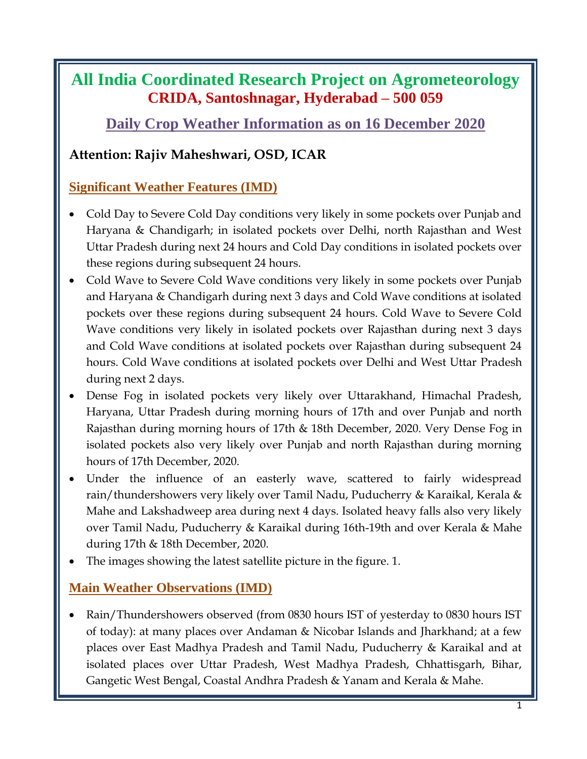# All India Coordinated Research Project on Agrometeorology

## CRIDA, Santoshnagar, Hyderabad – 500 059

## Daily Crop Weather Information as on 16 December 2020

### Attention: Rajiv Maheshwari, OSD, ICAR

### Significant Weather Features (IMD)

- Cold Day to Severe Cold Day conditions very likely in some pockets over Punjab and Haryana & Chandigarh; in isolated pockets over Delhi, north Rajasthan and West Uttar Pradesh during next 24 hours and Cold Day conditions in isolated pockets over these regions during subsequent 24 hours.
- Cold Wave to Severe Cold Wave conditions very likely in some pockets over Punjab and Haryana & Chandigarh during next 3 days and Cold Wave conditions at isolated pockets over these regions during subsequent 24 hours. Cold Wave to Severe Cold Wave conditions very likely in isolated pockets over Rajasthan during next 3 days and Cold Wave conditions at isolated pockets over Rajasthan during subsequent 24 hours. Cold Wave conditions at isolated pockets over Delhi and West Uttar Pradesh during next 2 days.
- Dense Fog in isolated pockets very likely over Uttarakhand, Himachal Pradesh, Haryana, Uttar Pradesh during morning hours of 17th and over Punjab and north Rajasthan during morning hours of 17th & 18th December, 2020. Very Dense Fog in isolated pockets also very likely over Punjab and north Rajasthan during morning hours of 17th December, 2020.
- Under the influence of an easterly wave, scattered to fairly widespread rain/thundershowers very likely over Tamil Nadu, Puducherry & Karaikal, Kerala & Mahe and Lakshadweep area during next 4 days. Isolated heavy falls also very likely over Tamil Nadu, Puducherry & Karaikal during 16th-19th and over Kerala & Mahe during 17th & 18th December, 2020.
- The images showing the latest satellite picture in the figure. 1.

### Main Weather Observations (IMD)

- Rain/Thundershowers observed (from 0830 hours IST of yesterday to 0830 hours IST of today): at many places over Andaman & Nicobar Islands and Jharkhand; at a few places over East Madhya Pradesh and Tamil Nadu, Puducherry & Karaikal and at isolated places over Uttar Pradesh, West Madhya Pradesh, Chhattisgarh, Bihar, Gangetic West Bengal, Coastal Andhra Pradesh & Yanam and Kerala & Mahe.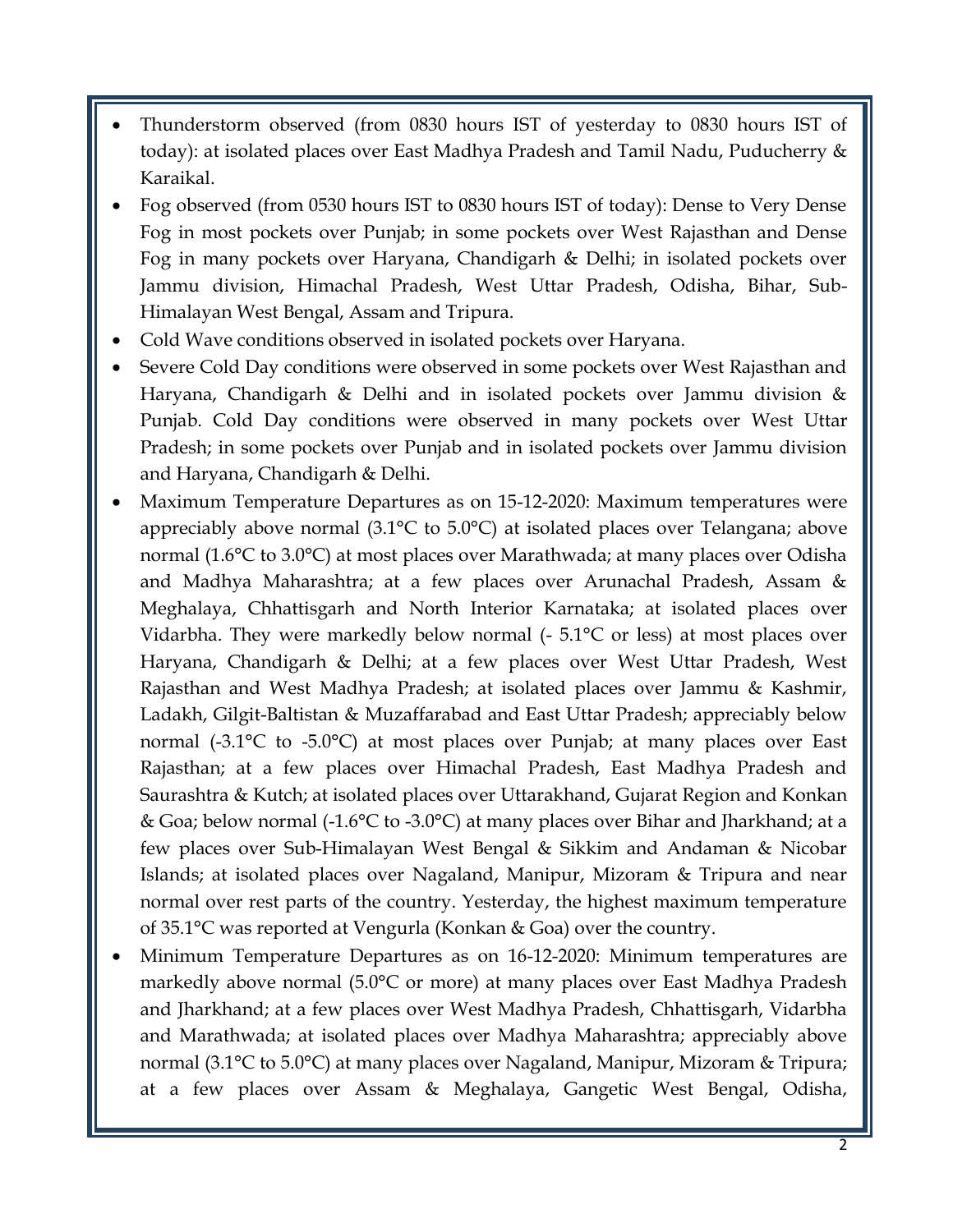- Thunderstorm observed (from 0830 hours IST of yesterday to 0830 hours IST of today): at isolated places over East Madhya Pradesh and Tamil Nadu, Puducherry & Karaikal.
- Fog observed (from 0530 hours IST to 0830 hours IST of today): Dense to Very Dense Fog in most pockets over Punjab; in some pockets over West Rajasthan and Dense Fog in many pockets over Haryana, Chandigarh & Delhi; in isolated pockets over Jammu division, Himachal Pradesh, West Uttar Pradesh, Odisha, Bihar, Sub-Himalayan West Bengal, Assam and Tripura.
- Cold Wave conditions observed in isolated pockets over Haryana.
- Severe Cold Day conditions were observed in some pockets over West Rajasthan and Haryana, Chandigarh & Delhi and in isolated pockets over Jammu division & Punjab. Cold Day conditions were observed in many pockets over West Uttar Pradesh; in some pockets over Punjab and in isolated pockets over Jammu division and Haryana, Chandigarh & Delhi.
- Maximum Temperature Departures as on 15-12-2020: Maximum temperatures were appreciably above normal (3.1°C to 5.0°C) at isolated places over Telangana; above normal (1.6°C to 3.0°C) at most places over Marathwada; at many places over Odisha and Madhya Maharashtra; at a few places over Arunachal Pradesh, Assam & Meghalaya, Chhattisgarh and North Interior Karnataka; at isolated places over Vidarbha. They were markedly below normal (- 5.1°C or less) at most places over Haryana, Chandigarh & Delhi; at a few places over West Uttar Pradesh, West Rajasthan and West Madhya Pradesh; at isolated places over Jammu & Kashmir, Ladakh, Gilgit-Baltistan & Muzaffarabad and East Uttar Pradesh; appreciably below normal (-3.1°C to -5.0°C) at most places over Punjab; at many places over East Rajasthan; at a few places over Himachal Pradesh, East Madhya Pradesh and Saurashtra & Kutch; at isolated places over Uttarakhand, Gujarat Region and Konkan & Goa; below normal (-1.6°C to -3.0°C) at many places over Bihar and Jharkhand; at a few places over Sub-Himalayan West Bengal & Sikkim and Andaman & Nicobar Islands; at isolated places over Nagaland, Manipur, Mizoram & Tripura and near normal over rest parts of the country. Yesterday, the highest maximum temperature of 35.1°C was reported at Vengurla (Konkan & Goa) over the country.
- Minimum Temperature Departures as on 16-12-2020: Minimum temperatures are markedly above normal (5.0°C or more) at many places over East Madhya Pradesh and Jharkhand; at a few places over West Madhya Pradesh, Chhattisgarh, Vidarbha and Marathwada; at isolated places over Madhya Maharashtra; appreciably above normal (3.1°C to 5.0°C) at many places over Nagaland, Manipur, Mizoram & Tripura; at a few places over Assam & Meghalaya, Gangetic West Bengal, Odisha,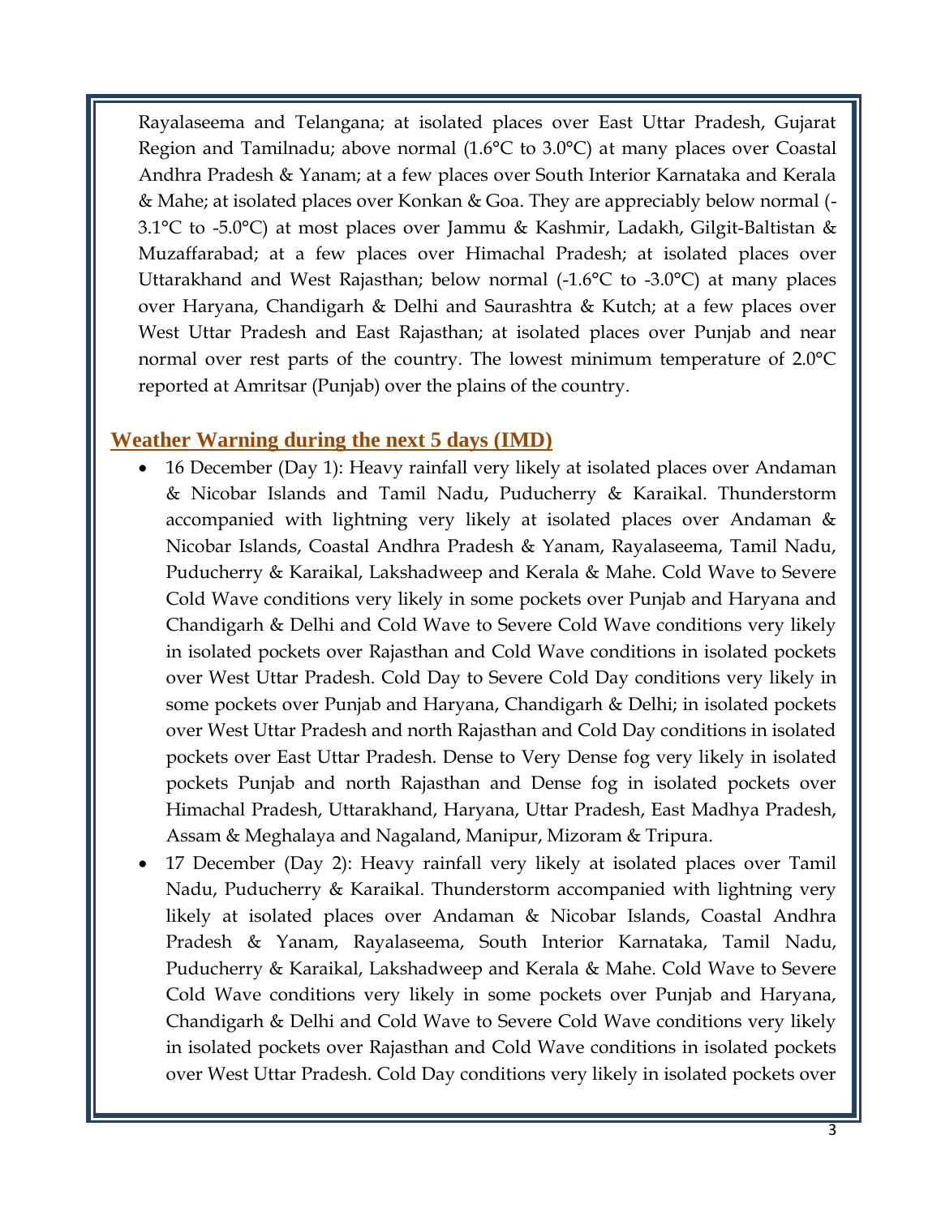Rayalaseema and Telangana; at isolated places over East Uttar Pradesh, Gujarat Region and Tamilnadu; above normal (1.6°C to 3.0°C) at many places over Coastal Andhra Pradesh & Yanam; at a few places over South Interior Karnataka and Kerala & Mahe; at isolated places over Konkan & Goa. They are appreciably below normal (-3.1°C to -5.0°C) at most places over Jammu & Kashmir, Ladakh, Gilgit-Baltistan & Muzaffarabad; at a few places over Himachal Pradesh; at isolated places over Uttarakhand and West Rajasthan; below normal (-1.6°C to -3.0°C) at many places over Haryana, Chandigarh & Delhi and Saurashtra & Kutch; at a few places over West Uttar Pradesh and East Rajasthan; at isolated places over Punjab and near normal over rest parts of the country. The lowest minimum temperature of 2.0°C reported at Amritsar (Punjab) over the plains of the country.

## Weather Warning during the next 5 days (IMD)

- 16 December (Day 1): Heavy rainfall very likely at isolated places over Andaman & Nicobar Islands and Tamil Nadu, Puducherry & Karaikal. Thunderstorm accompanied with lightning very likely at isolated places over Andaman & Nicobar Islands, Coastal Andhra Pradesh & Yanam, Rayalaseema, Tamil Nadu, Puducherry & Karaikal, Lakshadweep and Kerala & Mahe. Cold Wave to Severe Cold Wave conditions very likely in some pockets over Punjab and Haryana and Chandigarh & Delhi and Cold Wave to Severe Cold Wave conditions very likely in isolated pockets over Rajasthan and Cold Wave conditions in isolated pockets over West Uttar Pradesh. Cold Day to Severe Cold Day conditions very likely in some pockets over Punjab and Haryana, Chandigarh & Delhi; in isolated pockets over West Uttar Pradesh and north Rajasthan and Cold Day conditions in isolated pockets over East Uttar Pradesh. Dense to Very Dense fog very likely in isolated pockets Punjab and north Rajasthan and Dense fog in isolated pockets over Himachal Pradesh, Uttarakhand, Haryana, Uttar Pradesh, East Madhya Pradesh, Assam & Meghalaya and Nagaland, Manipur, Mizoram & Tripura.
- 17 December (Day 2): Heavy rainfall very likely at isolated places over Tamil Nadu, Puducherry & Karaikal. Thunderstorm accompanied with lightning very likely at isolated places over Andaman & Nicobar Islands, Coastal Andhra Pradesh & Yanam, Rayalaseema, South Interior Karnataka, Tamil Nadu, Puducherry & Karaikal, Lakshadweep and Kerala & Mahe. Cold Wave to Severe Cold Wave conditions very likely in some pockets over Punjab and Haryana, Chandigarh & Delhi and Cold Wave to Severe Cold Wave conditions very likely in isolated pockets over Rajasthan and Cold Wave conditions in isolated pockets over West Uttar Pradesh. Cold Day conditions very likely in isolated pockets over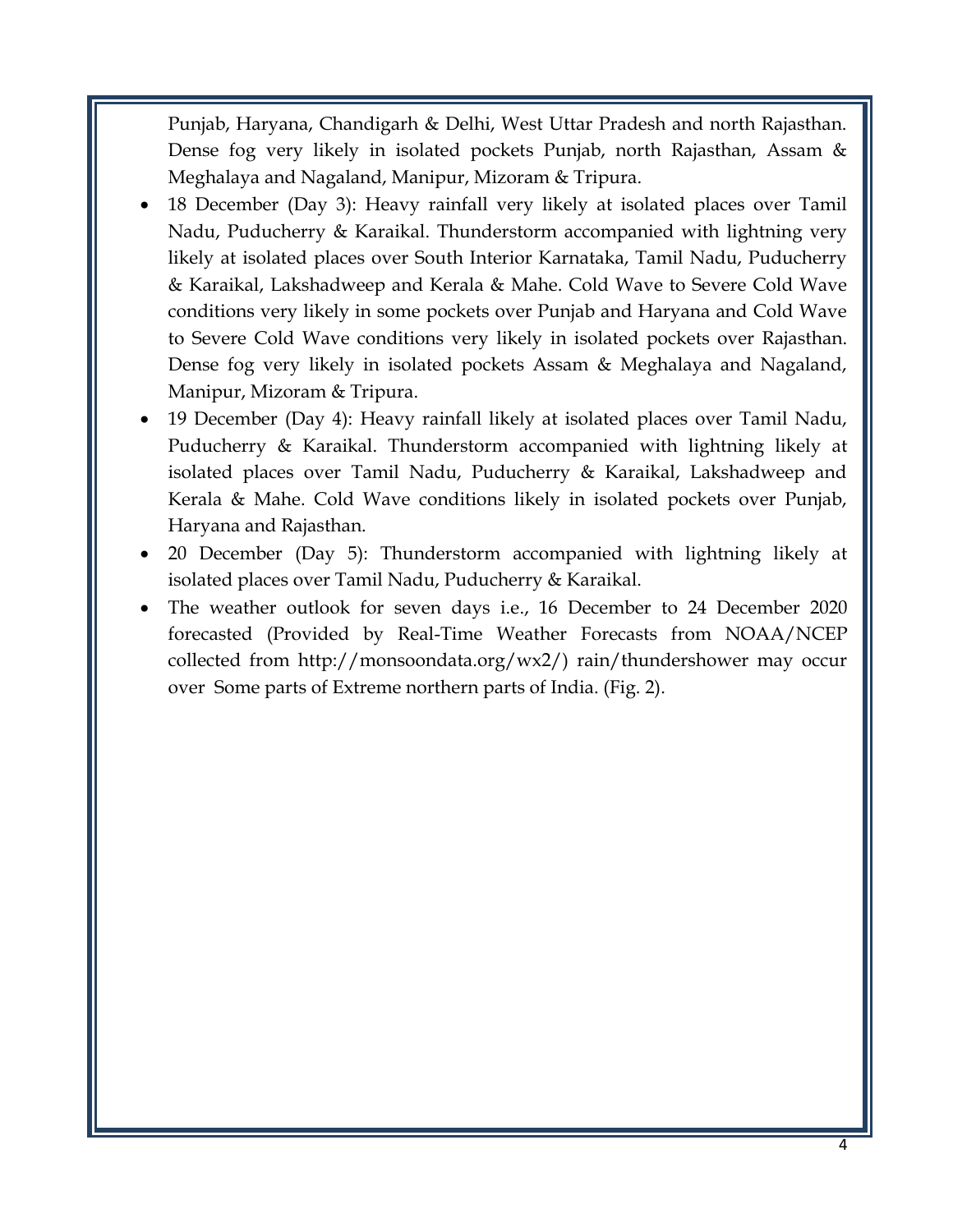Punjab, Haryana, Chandigarh & Delhi, West Uttar Pradesh and north Rajasthan. Dense fog very likely in isolated pockets Punjab, north Rajasthan, Assam & Meghalaya and Nagaland, Manipur, Mizoram & Tripura.

- 18 December (Day 3): Heavy rainfall very likely at isolated places over Tamil Nadu, Puducherry & Karaikal. Thunderstorm accompanied with lightning very likely at isolated places over South Interior Karnataka, Tamil Nadu, Puducherry & Karaikal, Lakshadweep and Kerala & Mahe. Cold Wave to Severe Cold Wave conditions very likely in some pockets over Punjab and Haryana and Cold Wave to Severe Cold Wave conditions very likely in isolated pockets over Rajasthan. Dense fog very likely in isolated pockets Assam & Meghalaya and Nagaland, Manipur, Mizoram & Tripura.
- 19 December (Day 4): Heavy rainfall likely at isolated places over Tamil Nadu, Puducherry & Karaikal. Thunderstorm accompanied with lightning likely at isolated places over Tamil Nadu, Puducherry & Karaikal, Lakshadweep and Kerala & Mahe. Cold Wave conditions likely in isolated pockets over Punjab, Haryana and Rajasthan.
- 20 December (Day 5): Thunderstorm accompanied with lightning likely at isolated places over Tamil Nadu, Puducherry & Karaikal.
- The weather outlook for seven days i.e., 16 December to 24 December 2020 forecasted (Provided by Real-Time Weather Forecasts from NOAA/NCEP collected from http://monsoondata.org/wx2/) rain/thundershower may occur over Some parts of Extreme northern parts of India. (Fig. 2).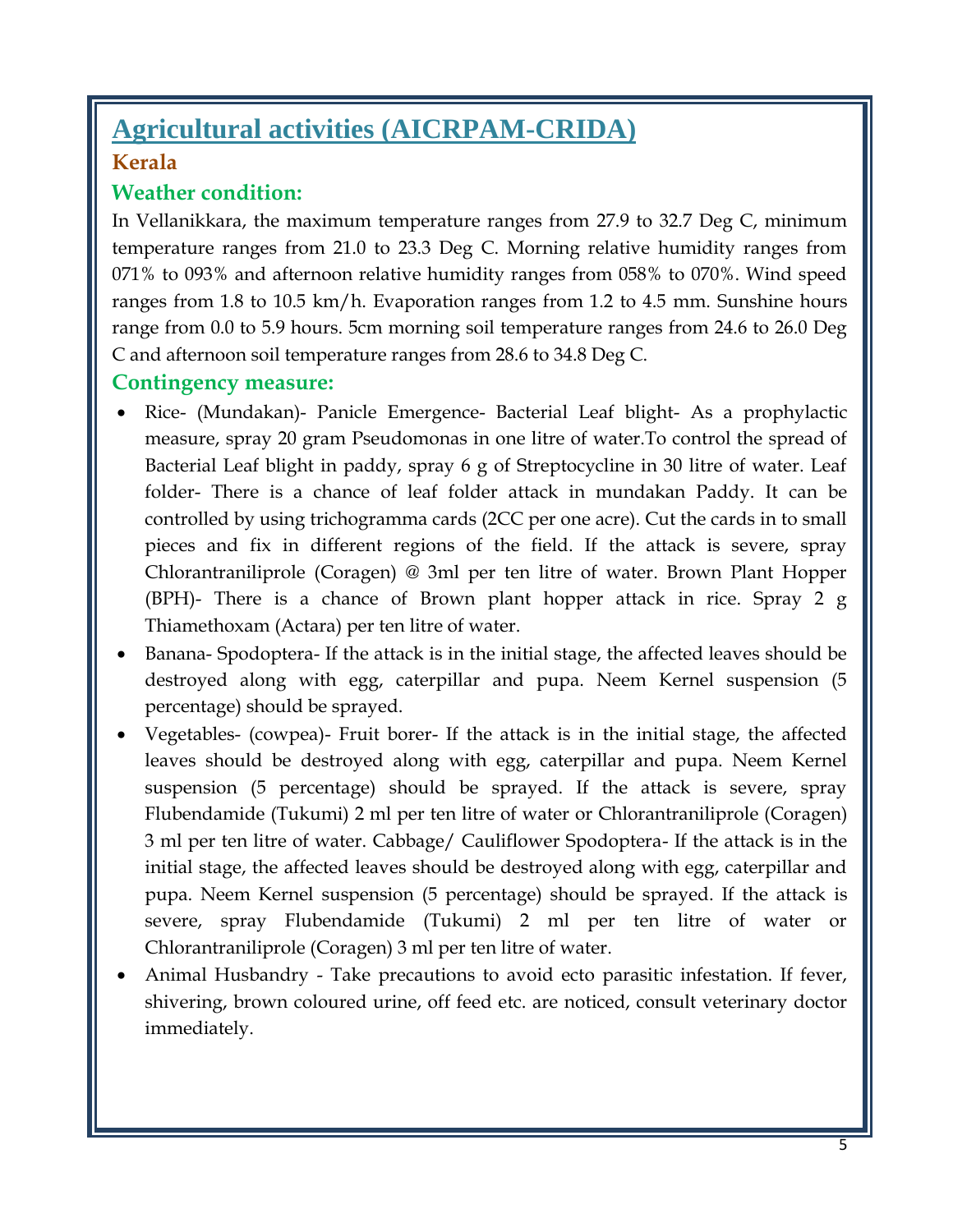# Agricultural activities (AICRPAM-CRIDA)

### Kerala

### Weather condition:

In Vellanikkara, the maximum temperature ranges from 27.9 to 32.7 Deg C, minimum temperature ranges from 21.0 to 23.3 Deg C. Morning relative humidity ranges from 071% to 093% and afternoon relative humidity ranges from 058% to 070%. Wind speed ranges from 1.8 to 10.5 km/h. Evaporation ranges from 1.2 to 4.5 mm. Sunshine hours range from 0.0 to 5.9 hours. 5cm morning soil temperature ranges from 24.6 to 26.0 Deg C and afternoon soil temperature ranges from 28.6 to 34.8 Deg C.

### Contingency measure:

- Rice- (Mundakan)- Panicle Emergence- Bacterial Leaf blight- As a prophylactic measure, spray 20 gram Pseudomonas in one litre of water.To control the spread of Bacterial Leaf blight in paddy, spray 6 g of Streptocycline in 30 litre of water. Leaf folder- There is a chance of leaf folder attack in mundakan Paddy. It can be controlled by using trichogramma cards (2CC per one acre). Cut the cards in to small pieces and fix in different regions of the field. If the attack is severe, spray Chlorantraniliprole (Coragen) @ 3ml per ten litre of water. Brown Plant Hopper (BPH)- There is a chance of Brown plant hopper attack in rice. Spray 2 g Thiamethoxam (Actara) per ten litre of water.
- Banana- Spodoptera- If the attack is in the initial stage, the affected leaves should be destroyed along with egg, caterpillar and pupa. Neem Kernel suspension (5 percentage) should be sprayed.
- Vegetables- (cowpea)- Fruit borer- If the attack is in the initial stage, the affected leaves should be destroyed along with egg, caterpillar and pupa. Neem Kernel suspension (5 percentage) should be sprayed. If the attack is severe, spray Flubendamide (Tukumi) 2 ml per ten litre of water or Chlorantraniliprole (Coragen) 3 ml per ten litre of water. Cabbage/ Cauliflower Spodoptera- If the attack is in the initial stage, the affected leaves should be destroyed along with egg, caterpillar and pupa. Neem Kernel suspension (5 percentage) should be sprayed. If the attack is severe, spray Flubendamide (Tukumi) 2 ml per ten litre of water or Chlorantraniliprole (Coragen) 3 ml per ten litre of water.
- Animal Husbandry - Take precautions to avoid ecto parasitic infestation. If fever, shivering, brown coloured urine, off feed etc. are noticed, consult veterinary doctor immediately.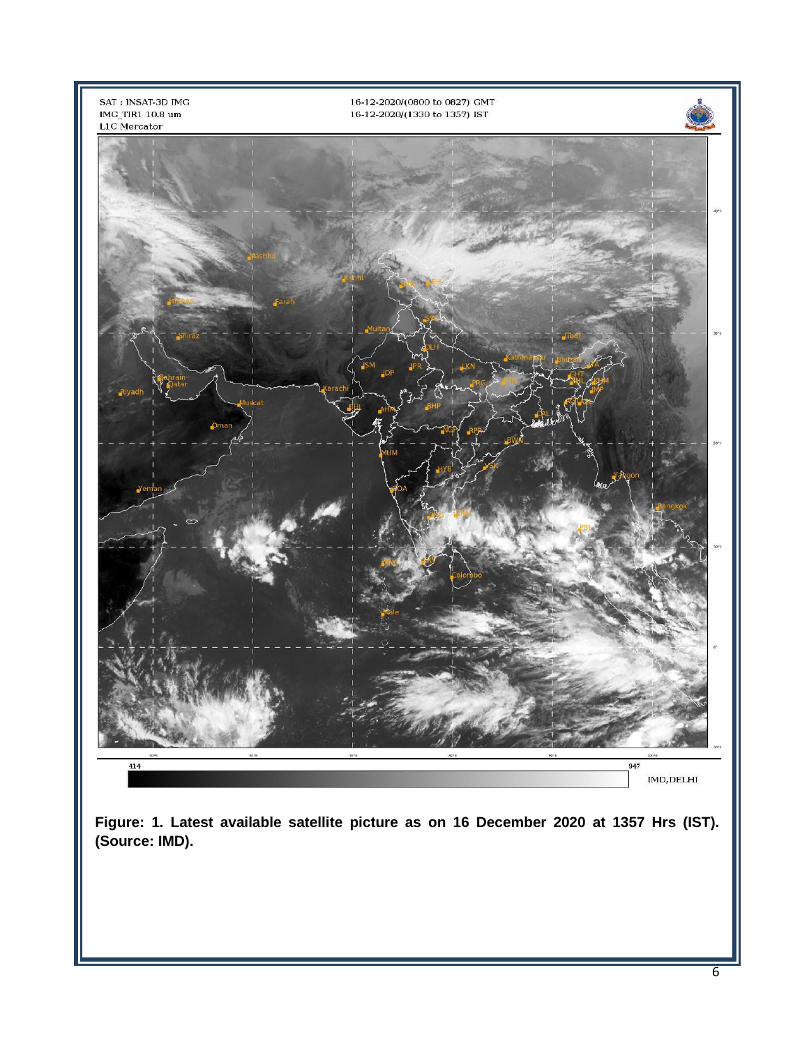**Figure: 1. Latest available satellite picture as on 16 December 2020 at 1357 Hrs (IST). (Source: IMD).**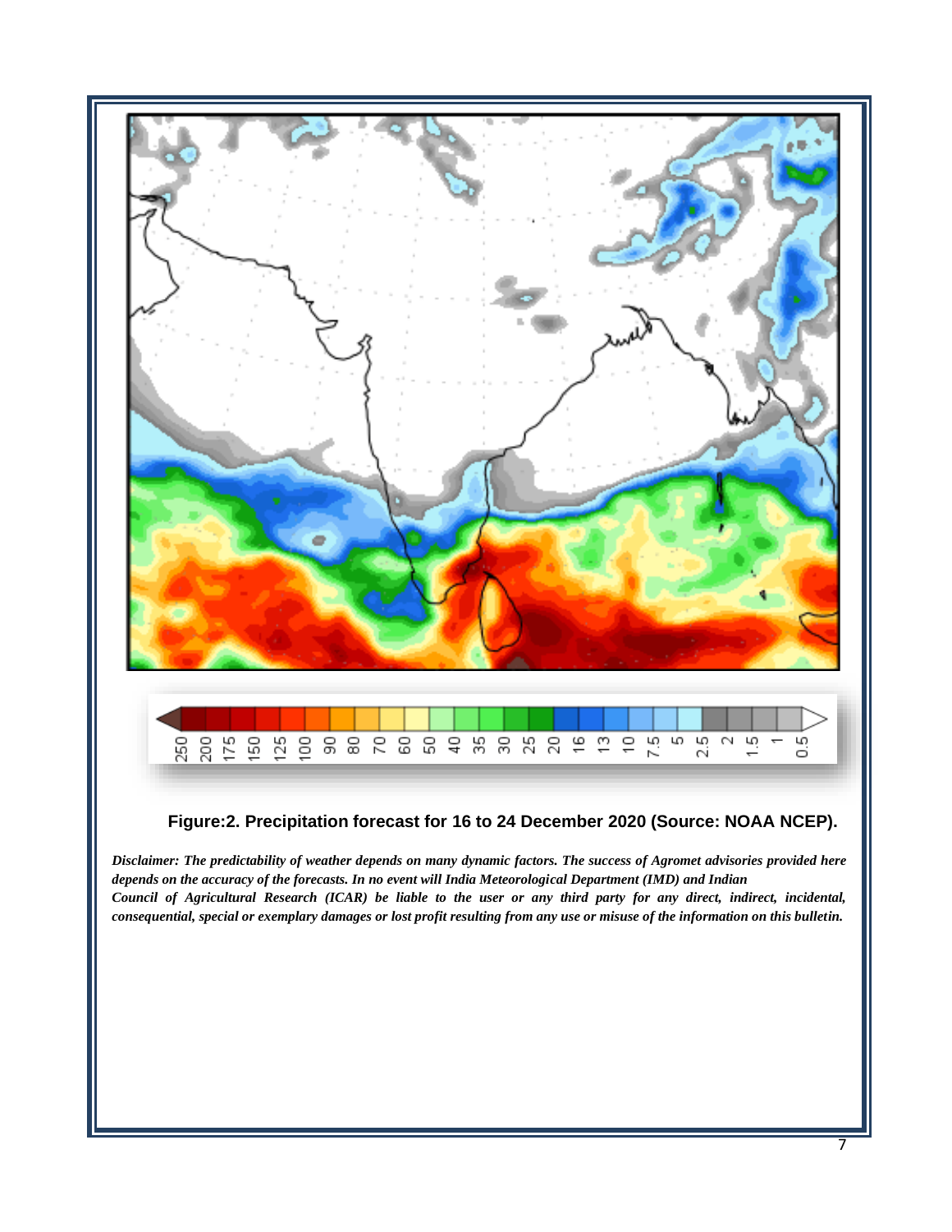250 200 175 150 125 100 90 80 70 60 50 40 35 30 25 20 16 13 10 7.5 5 2.5 2 1.5 1 0.5

**Figure:2. Precipitation forecast for 16 to 24 December 2020 (Source: NOAA NCEP).**

***Disclaimer: The predictability of weather depends on many dynamic factors. The success of Agromet advisories provided here depends on the accuracy of the forecasts. In no event will India Meteorological Department (IMD) and Indian Council of Agricultural Research (ICAR) be liable to the user or any third party for any direct, indirect, incidental, consequential, special or exemplary damages or lost profit resulting from any use or misuse of the information on this bulletin.***